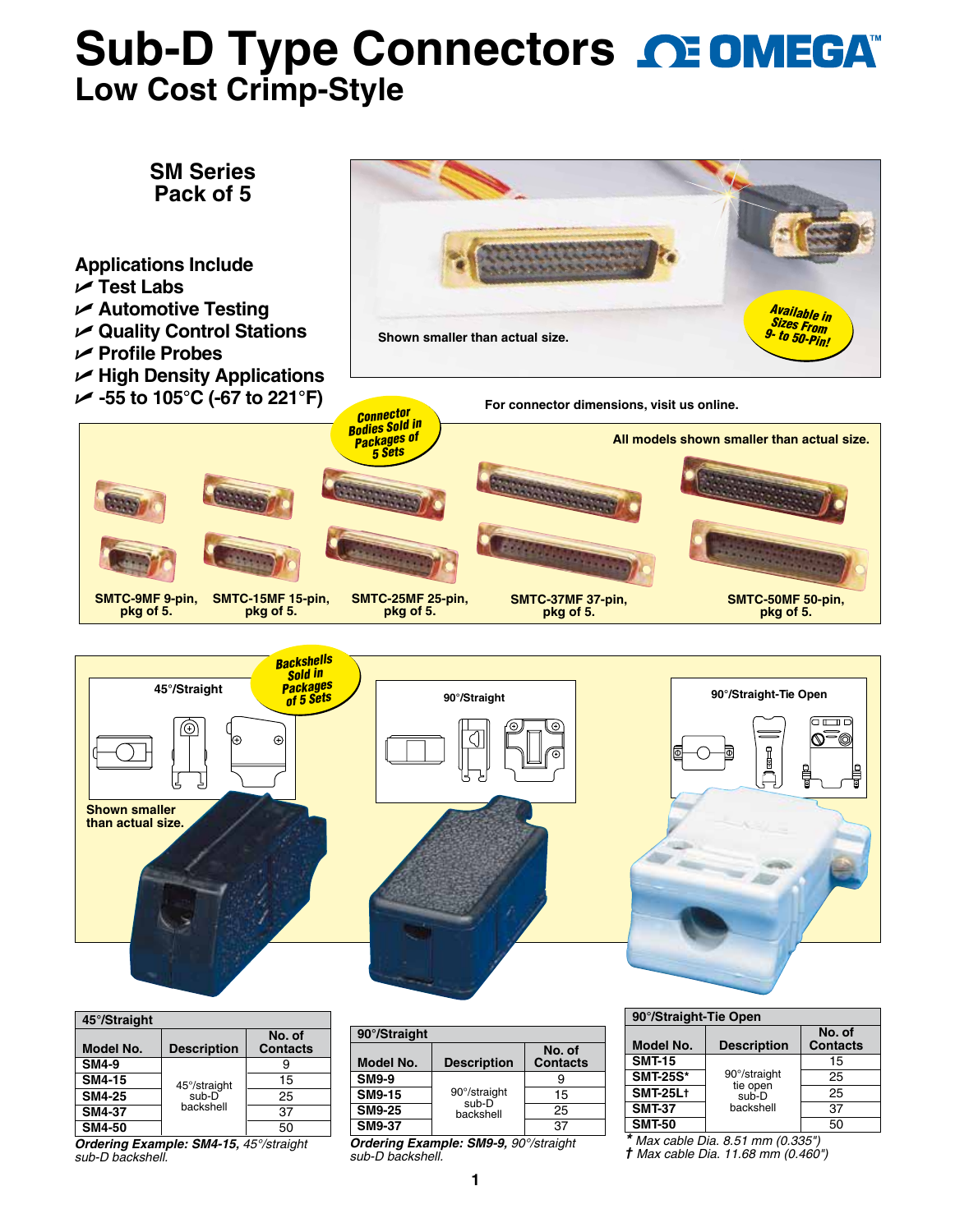# Sub-D Type Connectors

## Low Cost Crimp-Style

### SM Series
### Pack of 5

**Applications Include**

- Test Labs
- Automotive Testing
- Quality Control Stations
- Profile Probes
- High Density Applications
- -55 to 105°C (-67 to 221°F)

Shown smaller than actual size.

Available in Sizes From 9- to 50-Pin!

For connector dimensions, visit us online.

Connector Bodies Sold in Packages of 5 Sets

All models shown smaller than actual size.

**SMTC-9MF 9-pin, pkg of 5.** **SMTC-15MF 15-pin, pkg of 5.** **SMTC-25MF 25-pin, pkg of 5.** **SMTC-37MF 37-pin, pkg of 5.** **SMTC-50MF 50-pin, pkg of 5.**

Backshells Sold in Packages of 5 Sets

45°/Straight

90°/Straight

90°/Straight-Tie Open

Shown smaller than actual size.

| 45°/Straight | | |
|---|---|---|
| **Model No.** | **Description** | **No. of Contacts** |
| **SM4-9** | 45°/straight sub-D backshell | 9 |
| **SM4-15** | | 15 |
| **SM4-25** | | 25 |
| **SM4-37** | | 37 |
| **SM4-50** | | 50 |

***Ordering Example: SM4-15,*** *45°/straight sub-D backshell.*

| 90°/Straight | | |
|---|---|---|
| **Model No.** | **Description** | **No. of Contacts** |
| **SM9-9** | 90°/straight sub-D backshell | 9 |
| **SM9-15** | | 15 |
| **SM9-25** | | 25 |
| **SM9-37** | | 37 |

***Ordering Example: SM9-9,*** *90°/straight sub-D backshell.*

| 90°/Straight-Tie Open | | |
|---|---|---|
| **Model No.** | **Description** | **No. of Contacts** |
| **SMT-15** | 90°/straight tie open sub-D backshell | 15 |
| **SMT-25S*** | | 25 |
| **SMT-25L†** | | 25 |
| **SMT-37** | | 37 |
| **SMT-50** | | 50 |

*\* Max cable Dia. 8.51 mm (0.335")*
*† Max cable Dia. 11.68 mm (0.460")*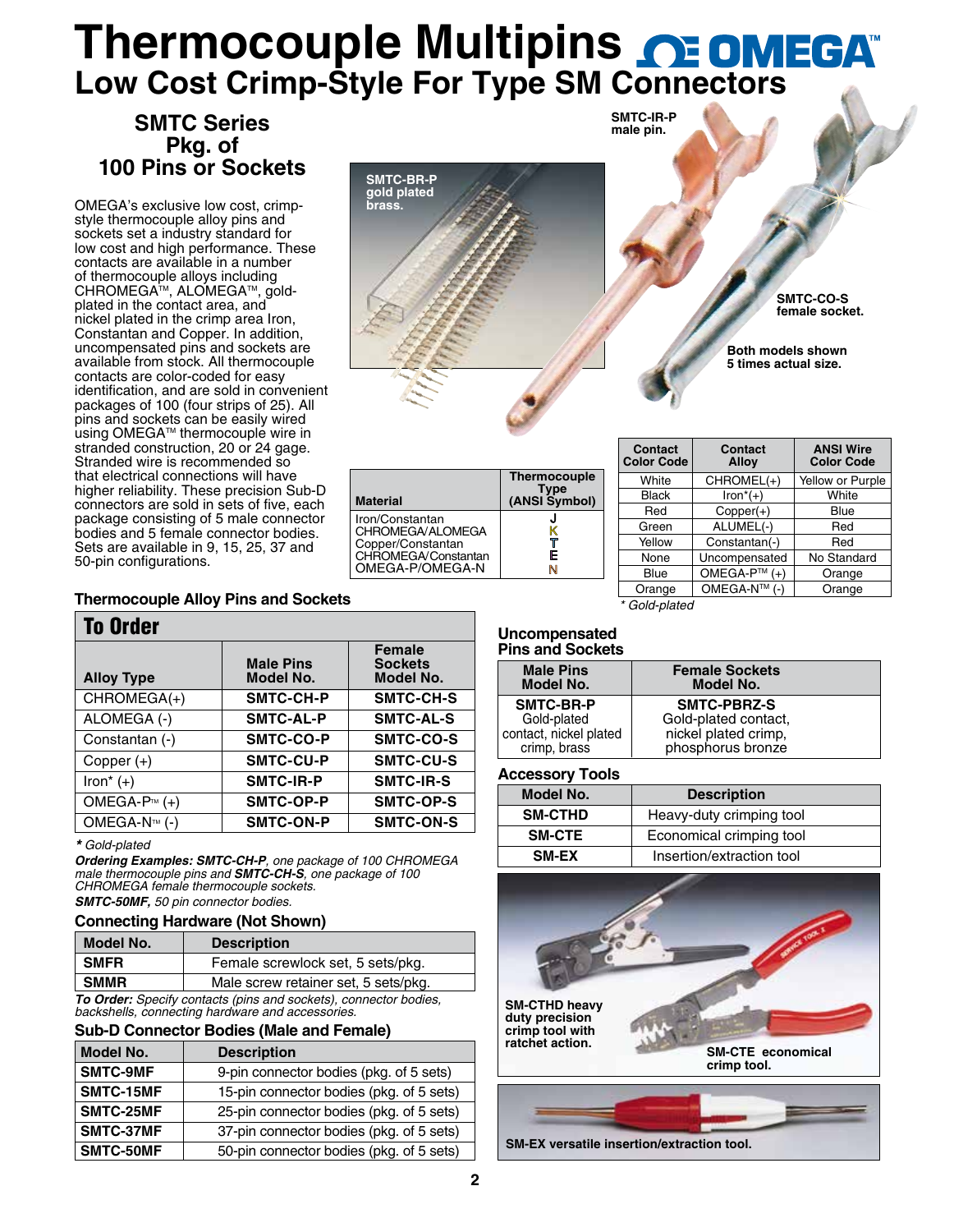# Thermocouple Multipins

## Low Cost Crimp-Style For Type SM Connectors

### SMTC Series Pkg. of 100 Pins or Sockets

OMEGA's exclusive low cost, crimp-style thermocouple alloy pins and sockets set a industry standard for low cost and high performance. These contacts are available in a number of thermocouple alloys including CHROMEGA™, ALOMEGA™, gold-plated in the contact area, and nickel plated in the crimp area Iron, Constantan and Copper. In addition, uncompensated pins and sockets are available from stock. All thermocouple contacts are color-coded for easy identification, and are sold in convenient packages of 100 (four strips of 25). All pins and sockets can be easily wired using OMEGA™ thermocouple wire in stranded construction, 20 or 24 gage. Stranded wire is recommended so that electrical connections will have higher reliability. These precision Sub-D connectors are sold in sets of five, each package consisting of 5 male connector bodies and 5 female connector bodies. Sets are available in 9, 15, 25, 37 and 50-pin configurations.

SMTC-BR-P gold plated brass.

SMTC-IR-P male pin.

SMTC-CO-S female socket.

Both models shown 5 times actual size.

| Material | Thermocouple Type (ANSI Symbol) |
|---|---|
| Iron/Constantan | J |
| CHROMEGA/ALOMEGA | K |
| Copper/Constantan | T |
| CHROMEGA/Constantan | E |
| OMEGA-P/OMEGA-N | N |

| Contact Color Code | Contact Alloy | ANSI Wire Color Code |
|---|---|---|
| White | CHROMEL(+) | Yellow or Purple |
| Black | Iron*(+) | White |
| Red | Copper(+) | Blue |
| Green | ALUMEL(-) | Red |
| Yellow | Constantan(-) | Red |
| None | Uncompensated | No Standard |
| Blue | OMEGA-P™ (+) | Orange |
| Orange | OMEGA-N™ (-) | Orange |

*\* Gold-plated*

### Thermocouple Alloy Pins and Sockets

#### To Order

| Alloy Type | Male Pins Model No. | Female Sockets Model No. |
|---|---|---|
| CHROMEGA(+) | **SMTC-CH-P** | **SMTC-CH-S** |
| ALOMEGA (-) | **SMTC-AL-P** | **SMTC-AL-S** |
| Constantan (-) | **SMTC-CO-P** | **SMTC-CO-S** |
| Copper (+) | **SMTC-CU-P** | **SMTC-CU-S** |
| Iron* (+) | **SMTC-IR-P** | **SMTC-IR-S** |
| OMEGA-P™ (+) | **SMTC-OP-P** | **SMTC-OP-S** |
| OMEGA-N™ (-) | **SMTC-ON-P** | **SMTC-ON-S** |

*\* Gold-plated*

***Ordering Examples: SMTC-CH-P**, one package of 100 CHROMEGA male thermocouple pins and **SMTC-CH-S**, one package of 100 CHROMEGA female thermocouple sockets.*

***SMTC-50MF,** 50 pin connector bodies.*

### Connecting Hardware (Not Shown)

| Model No. | Description |
|---|---|
| **SMFR** | Female screwlock set, 5 sets/pkg. |
| **SMMR** | Male screw retainer set, 5 sets/pkg. |

***To Order:** Specify contacts (pins and sockets), connector bodies, backshells, connecting hardware and accessories.*

### Sub-D Connector Bodies (Male and Female)

| Model No. | Description |
|---|---|
| **SMTC-9MF** | 9-pin connector bodies (pkg. of 5 sets) |
| **SMTC-15MF** | 15-pin connector bodies (pkg. of 5 sets) |
| **SMTC-25MF** | 25-pin connector bodies (pkg. of 5 sets) |
| **SMTC-37MF** | 37-pin connector bodies (pkg. of 5 sets) |
| **SMTC-50MF** | 50-pin connector bodies (pkg. of 5 sets) |

### Uncompensated Pins and Sockets

| Male Pins Model No. | Female Sockets Model No. |
|---|---|
| **SMTC-BR-P** Gold-plated contact, nickel plated crimp, brass | **SMTC-PBRZ-S** Gold-plated contact, nickel plated crimp, phosphorus bronze |

### Accessory Tools

| Model No. | Description |
|---|---|
| **SM-CTHD** | Heavy-duty crimping tool |
| **SM-CTE** | Economical crimping tool |
| **SM-EX** | Insertion/extraction tool |

**SM-CTHD heavy duty precision crimp tool with ratchet action.**

**SM-CTE economical crimp tool.**

**SM-EX versatile insertion/extraction tool.**